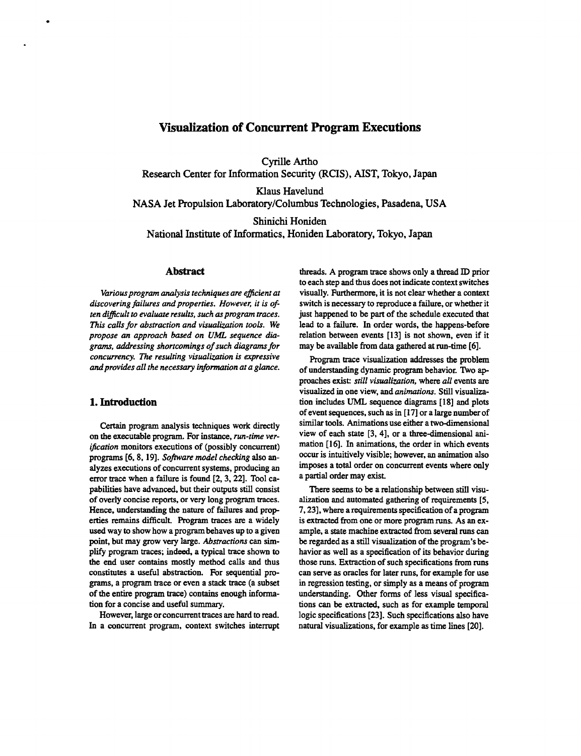# Visualization of Concurrent Program Executions

Cyrille Artho
Research Center for Information Security (RCIS), AIST, Tokyo, Japan

Klaus Havelund
NASA Jet Propulsion Laboratory/Columbus Technologies, Pasadena, USA

Shinichi Honiden
National Institute of Informatics, Honiden Laboratory, Tokyo, Japan

## Abstract

*Various program analysis techniques are efficient at discovering failures and properties. However, it is often difficult to evaluate results, such as program traces. This calls for abstraction and visualization tools. We propose an approach based on UML sequence diagrams, addressing shortcomings of such diagrams for concurrency. The resulting visualization is expressive and provides all the necessary information at a glance.*

## 1. Introduction

Certain program analysis techniques work directly on the executable program. For instance, *run-time verification* monitors executions of (possibly concurrent) programs [6, 8, 19]. *Software model checking* also analyzes executions of concurrent systems, producing an error trace when a failure is found [2, 3, 22]. Tool capabilities have advanced, but their outputs still consist of overly concise reports, or very long program traces. Hence, understanding the nature of failures and properties remains difficult. Program traces are a widely used way to show how a program behaves up to a given point, but may grow very large. *Abstractions* can simplify program traces; indeed, a typical trace shown to the end user contains mostly method calls and thus constitutes a useful abstraction. For sequential programs, a program trace or even a stack trace (a subset of the entire program trace) contains enough information for a concise and useful summary.

However, large or concurrent traces are hard to read. In a concurrent program, context switches interrupt threads. A program trace shows only a thread ID prior to each step and thus does not indicate context switches visually. Furthermore, it is not clear whether a context switch is necessary to reproduce a failure, or whether it just happened to be part of the schedule executed that lead to a failure. In order words, the happens-before relation between events [13] is not shown, even if it may be available from data gathered at run-time [6].

Program trace visualization addresses the problem of understanding dynamic program behavior. Two approaches exist: *still visualization*, where *all* events are visualized in one view, and *animations*. Still visualization includes UML sequence diagrams [18] and plots of event sequences, such as in [17] or a large number of similar tools. Animations use either a two-dimensional view of each state [3, 4], or a three-dimensional animation [16]. In animations, the order in which events occur is intuitively visible; however, an animation also imposes a total order on concurrent events where only a partial order may exist.

There seems to be a relationship between still visualization and automated gathering of requirements [5, 7, 23], where a requirements specification of a program is extracted from one or more program runs. As an example, a state machine extracted from several runs can be regarded as a still visualization of the program's behavior as well as a specification of its behavior during those runs. Extraction of such specifications from runs can serve as oracles for later runs, for example for use in regression testing, or simply as a means of program understanding. Other forms of less visual specifications can be extracted, such as for example temporal logic specifications [23]. Such specifications also have natural visualizations, for example as time lines [20].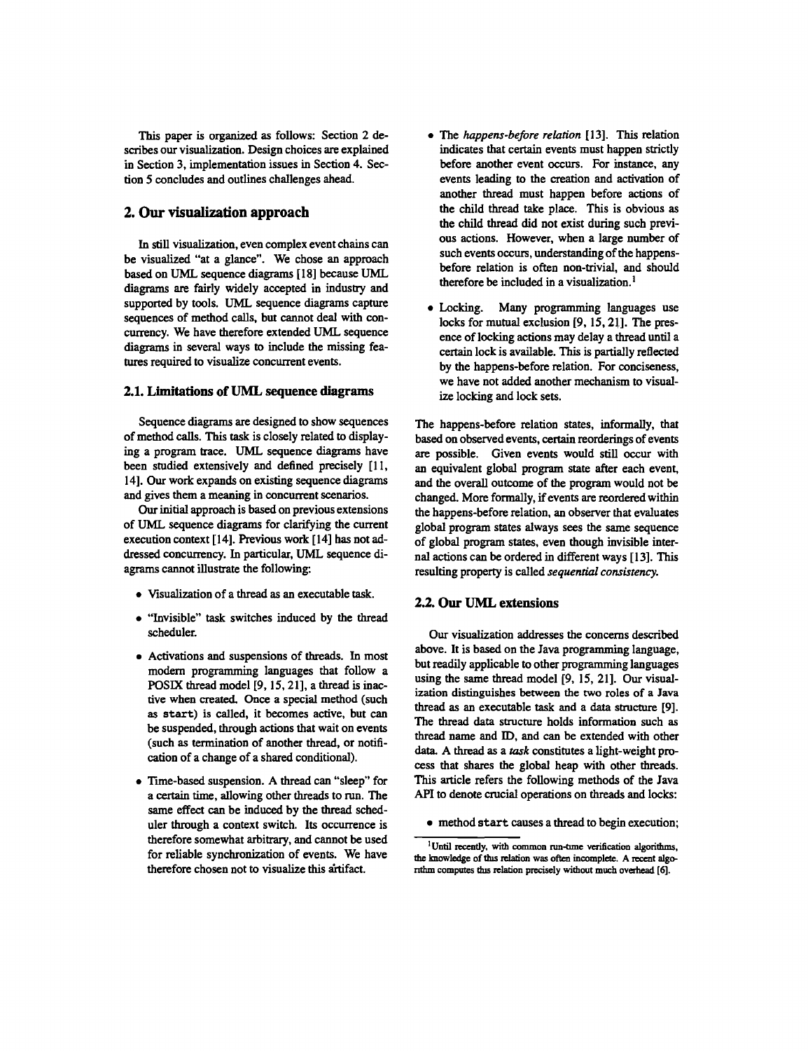This paper is organized as follows: Section 2 describes our visualization. Design choices are explained in Section 3, implementation issues in Section 4. Section 5 concludes and outlines challenges ahead.

## 2. Our visualization approach

In still visualization, even complex event chains can be visualized "at a glance". We chose an approach based on UML sequence diagrams [18] because UML diagrams are fairly widely accepted in industry and supported by tools. UML sequence diagrams capture sequences of method calls, but cannot deal with concurrency. We have therefore extended UML sequence diagrams in several ways to include the missing features required to visualize concurrent events.

### 2.1. Limitations of UML sequence diagrams

Sequence diagrams are designed to show sequences of method calls. This task is closely related to displaying a program trace. UML sequence diagrams have been studied extensively and defined precisely [11, 14]. Our work expands on existing sequence diagrams and gives them a meaning in concurrent scenarios.

Our initial approach is based on previous extensions of UML sequence diagrams for clarifying the current execution context [14]. Previous work [14] has not addressed concurrency. In particular, UML sequence diagrams cannot illustrate the following:

- Visualization of a thread as an executable task.
- "Invisible" task switches induced by the thread scheduler.
- Activations and suspensions of threads. In most modern programming languages that follow a POSIX thread model [9, 15, 21], a thread is inactive when created. Once a special method (such as `start`) is called, it becomes active, but can be suspended, through actions that wait on events (such as termination of another thread, or notification of a change of a shared conditional).
- Time-based suspension. A thread can "sleep" for a certain time, allowing other threads to run. The same effect can be induced by the thread scheduler through a context switch. Its occurrence is therefore somewhat arbitrary, and cannot be used for reliable synchronization of events. We have therefore chosen not to visualize this artifact.
- The *happens-before relation* [13]. This relation indicates that certain events must happen strictly before another event occurs. For instance, any events leading to the creation and activation of another thread must happen before actions of the child thread take place. This is obvious as the child thread did not exist during such previous actions. However, when a large number of such events occurs, understanding of the happens-before relation is often non-trivial, and should therefore be included in a visualization.[1]
- Locking. Many programming languages use locks for mutual exclusion [9, 15, 21]. The presence of locking actions may delay a thread until a certain lock is available. This is partially reflected by the happens-before relation. For conciseness, we have not added another mechanism to visualize locking and lock sets.

The happens-before relation states, informally, that based on observed events, certain reorderings of events are possible. Given events would still occur with an equivalent global program state after each event, and the overall outcome of the program would not be changed. More formally, if events are reordered within the happens-before relation, an observer that evaluates global program states always sees the same sequence of global program states, even though invisible internal actions can be ordered in different ways [13]. This resulting property is called *sequential consistency*.

### 2.2. Our UML extensions

Our visualization addresses the concerns described above. It is based on the Java programming language, but readily applicable to other programming languages using the same thread model [9, 15, 21]. Our visualization distinguishes between the two roles of a Java thread as an executable task and a data structure [9]. The thread data structure holds information such as thread name and ID, and can be extended with other data. A thread as a *task* constitutes a light-weight process that shares the global heap with other threads. This article refers the following methods of the Java API to denote crucial operations on threads and locks:

- method `start` causes a thread to begin execution;

[1] Until recently, with common run-time verification algorithms, the knowledge of this relation was often incomplete. A recent algorithm computes this relation precisely without much overhead [6].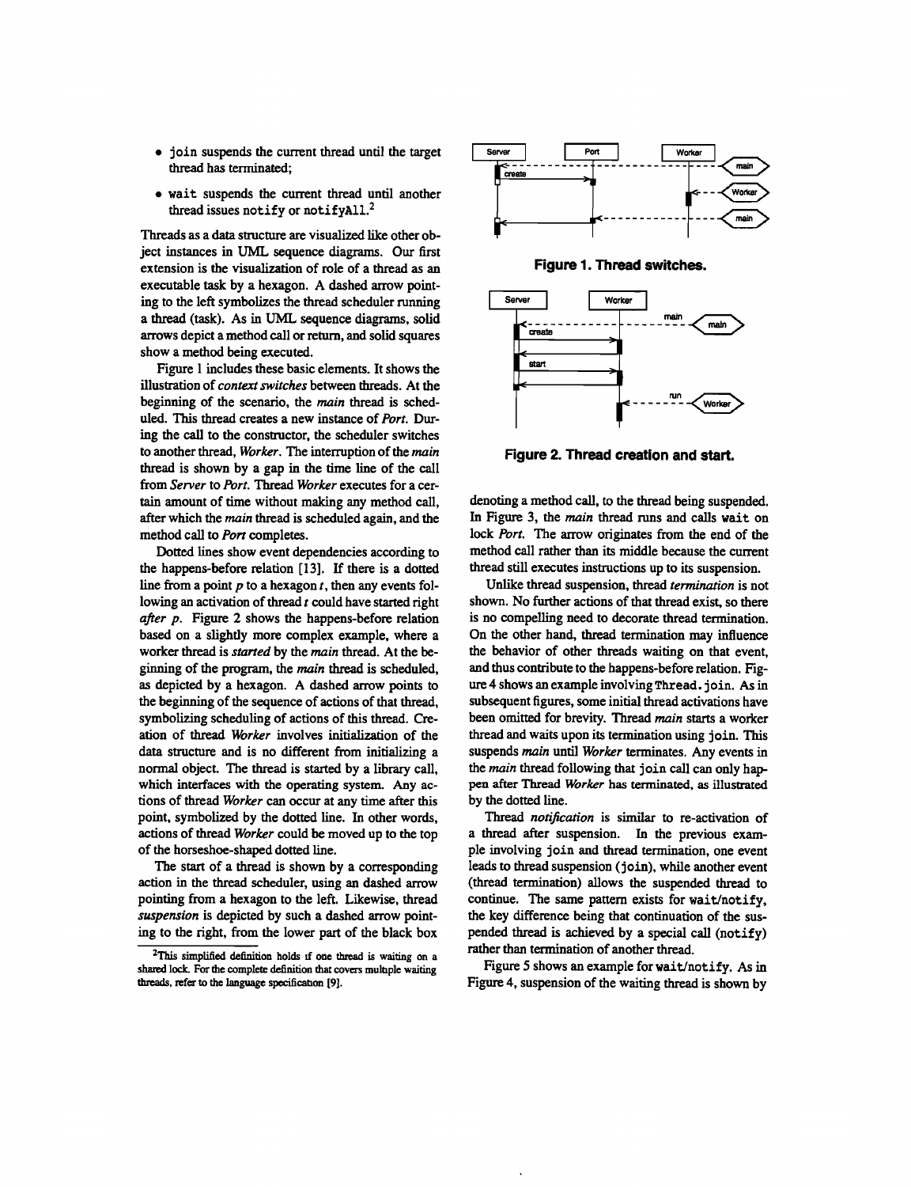- `join` suspends the current thread until the target thread has terminated;
- `wait` suspends the current thread until another thread issues `notify` or `notifyAll`.[2]

Threads as a data structure are visualized like other object instances in UML sequence diagrams. Our first extension is the visualization of role of a thread as an executable task by a hexagon. A dashed arrow pointing to the left symbolizes the thread scheduler running a thread (task). As in UML sequence diagrams, solid arrows depict a method call or return, and solid squares show a method being executed.

Figure 1 includes these basic elements. It shows the illustration of *context switches* between threads. At the beginning of the scenario, the *main* thread is scheduled. This thread creates a new instance of *Port*. During the call to the constructor, the scheduler switches to another thread, *Worker*. The interruption of the *main* thread is shown by a gap in the time line of the call from *Server* to *Port*. Thread *Worker* executes for a certain amount of time without making any method call, after which the *main* thread is scheduled again, and the method call to *Port* completes.

Dotted lines show event dependencies according to the happens-before relation [13]. If there is a dotted line from a point $p$ to a hexagon $t$, then any events following an activation of thread $t$ could have started right *after* $p$. Figure 2 shows the happens-before relation based on a slightly more complex example, where a worker thread is *started* by the *main* thread. At the beginning of the program, the *main* thread is scheduled, as depicted by a hexagon. A dashed arrow points to the beginning of the sequence of actions of that thread, symbolizing scheduling of actions of this thread. Creation of thread *Worker* involves initialization of the data structure and is no different from initializing a normal object. The thread is started by a library call, which interfaces with the operating system. Any actions of thread *Worker* can occur at any time after this point, symbolized by the dotted line. In other words, actions of thread *Worker* could be moved up to the top of the horseshoe-shaped dotted line.

The start of a thread is shown by a corresponding action in the thread scheduler, using an dashed arrow pointing from a hexagon to the left. Likewise, thread *suspension* is depicted by such a dashed arrow pointing to the right, from the lower part of the black box

[2]This simplified definition holds if one thread is waiting on a shared lock. For the complete definition that covers multiple waiting threads, refer to the language specification [9].

**Figure 1. Thread switches.**

**Figure 2. Thread creation and start.**

denoting a method call, to the thread being suspended. In Figure 3, the *main* thread runs and calls `wait` on lock *Port*. The arrow originates from the end of the method call rather than its middle because the current thread still executes instructions up to its suspension.

Unlike thread suspension, thread *termination* is not shown. No further actions of that thread exist, so there is no compelling need to decorate thread termination. On the other hand, thread termination may influence the behavior of other threads waiting on that event, and thus contribute to the happens-before relation. Figure 4 shows an example involving `Thread.join`. As in subsequent figures, some initial thread activations have been omitted for brevity. Thread *main* starts a worker thread and waits upon its termination using `join`. This suspends *main* until *Worker* terminates. Any events in the *main* thread following that `join` call can only happen after Thread *Worker* has terminated, as illustrated by the dotted line.

Thread *notification* is similar to re-activation of a thread after suspension. In the previous example involving `join` and thread termination, one event leads to thread suspension (`join`), while another event (thread termination) allows the suspended thread to continue. The same pattern exists for `wait`/`notify`, the key difference being that continuation of the suspended thread is achieved by a special call (`notify`) rather than termination of another thread.

Figure 5 shows an example for `wait`/`notify`. As in Figure 4, suspension of the waiting thread is shown by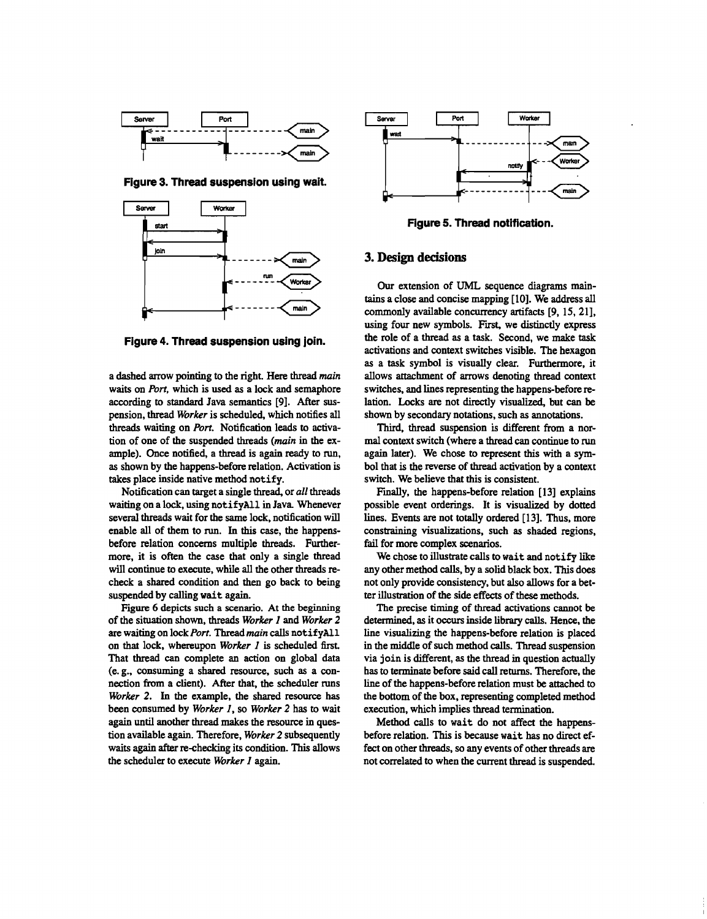Figure 3. Thread suspension using wait.

Figure 4. Thread suspension using join.

a dashed arrow pointing to the right. Here thread *main* waits on *Port*, which is used as a lock and semaphore according to standard Java semantics [9]. After suspension, thread *Worker* is scheduled, which notifies all threads waiting on *Port*. Notification leads to activation of one of the suspended threads (*main* in the example). Once notified, a thread is again ready to run, as shown by the happens-before relation. Activation is takes place inside native method `notify`.

Notification can target a single thread, or *all* threads waiting on a lock, using `notifyAll` in Java. Whenever several threads wait for the same lock, notification will enable all of them to run. In this case, the happens-before relation concerns multiple threads. Furthermore, it is often the case that only a single thread will continue to execute, while all the other threads recheck a shared condition and then go back to being suspended by calling `wait` again.

Figure 6 depicts such a scenario. At the beginning of the situation shown, threads *Worker 1* and *Worker 2* are waiting on lock *Port*. Thread *main* calls `notifyAll` on that lock, whereupon *Worker 1* is scheduled first. That thread can complete an action on global data (e. g., consuming a shared resource, such as a connection from a client). After that, the scheduler runs *Worker 2*. In the example, the shared resource has been consumed by *Worker 1*, so *Worker 2* has to wait again until another thread makes the resource in question available again. Therefore, *Worker 2* subsequently waits again after re-checking its condition. This allows the scheduler to execute *Worker 1* again.

Figure 5. Thread notification.

## 3. Design decisions

Our extension of UML sequence diagrams maintains a close and concise mapping [10]. We address all commonly available concurrency artifacts [9, 15, 21], using four new symbols. First, we distinctly express the role of a thread as a task. Second, we make task activations and context switches visible. The hexagon as a task symbol is visually clear. Furthermore, it allows attachment of arrows denoting thread context switches, and lines representing the happens-before relation. Locks are not directly visualized, but can be shown by secondary notations, such as annotations.

Third, thread suspension is different from a normal context switch (where a thread can continue to run again later). We chose to represent this with a symbol that is the reverse of thread activation by a context switch. We believe that this is consistent.

Finally, the happens-before relation [13] explains possible event orderings. It is visualized by dotted lines. Events are not totally ordered [13]. Thus, more constraining visualizations, such as shaded regions, fail for more complex scenarios.

We chose to illustrate calls to `wait` and `notify` like any other method calls, by a solid black box. This does not only provide consistency, but also allows for a better illustration of the side effects of these methods.

The precise timing of thread activations cannot be determined, as it occurs inside library calls. Hence, the line visualizing the happens-before relation is placed in the middle of such method calls. Thread suspension via `join` is different, as the thread in question actually has to terminate before said call returns. Therefore, the line of the happens-before relation must be attached to the bottom of the box, representing completed method execution, which implies thread termination.

Method calls to `wait` do not affect the happens-before relation. This is because `wait` has no direct effect on other threads, so any events of other threads are not correlated to when the current thread is suspended.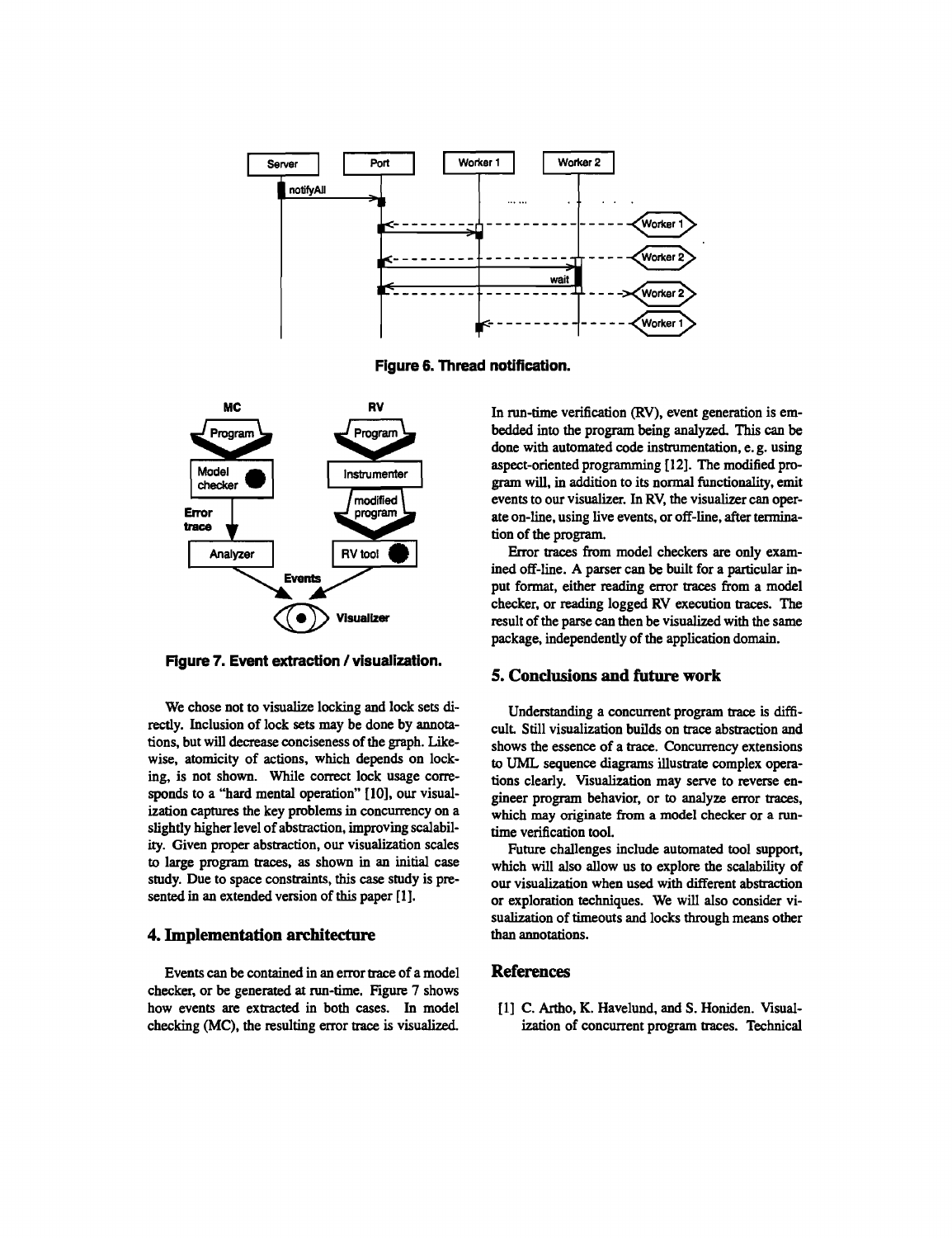Figure 6. Thread notification.

Figure 7. Event extraction / visualization.

We chose not to visualize locking and lock sets directly. Inclusion of lock sets may be done by annotations, but will decrease conciseness of the graph. Likewise, atomicity of actions, which depends on locking, is not shown. While correct lock usage corresponds to a "hard mental operation" [10], our visualization captures the key problems in concurrency on a slightly higher level of abstraction, improving scalability. Given proper abstraction, our visualization scales to large program traces, as shown in an initial case study. Due to space constraints, this case study is presented in an extended version of this paper [1].

## 4. Implementation architecture

Events can be contained in an error trace of a model checker, or be generated at run-time. Figure 7 shows how events are extracted in both cases. In model checking (MC), the resulting error trace is visualized. In run-time verification (RV), event generation is embedded into the program being analyzed. This can be done with automated code instrumentation, e. g. using aspect-oriented programming [12]. The modified program will, in addition to its normal functionality, emit events to our visualizer. In RV, the visualizer can operate on-line, using live events, or off-line, after termination of the program.

Error traces from model checkers are only examined off-line. A parser can be built for a particular input format, either reading error traces from a model checker, or reading logged RV execution traces. The result of the parse can then be visualized with the same package, independently of the application domain.

## 5. Conclusions and future work

Understanding a concurrent program trace is difficult. Still visualization builds on trace abstraction and shows the essence of a trace. Concurrency extensions to UML sequence diagrams illustrate complex operations clearly. Visualization may serve to reverse engineer program behavior, or to analyze error traces, which may originate from a model checker or a run-time verification tool.

Future challenges include automated tool support, which will also allow us to explore the scalability of our visualization when used with different abstraction or exploration techniques. We will also consider visualization of timeouts and locks through means other than annotations.

## References

[1] C. Artho, K. Havelund, and S. Honiden. Visualization of concurrent program traces. Technical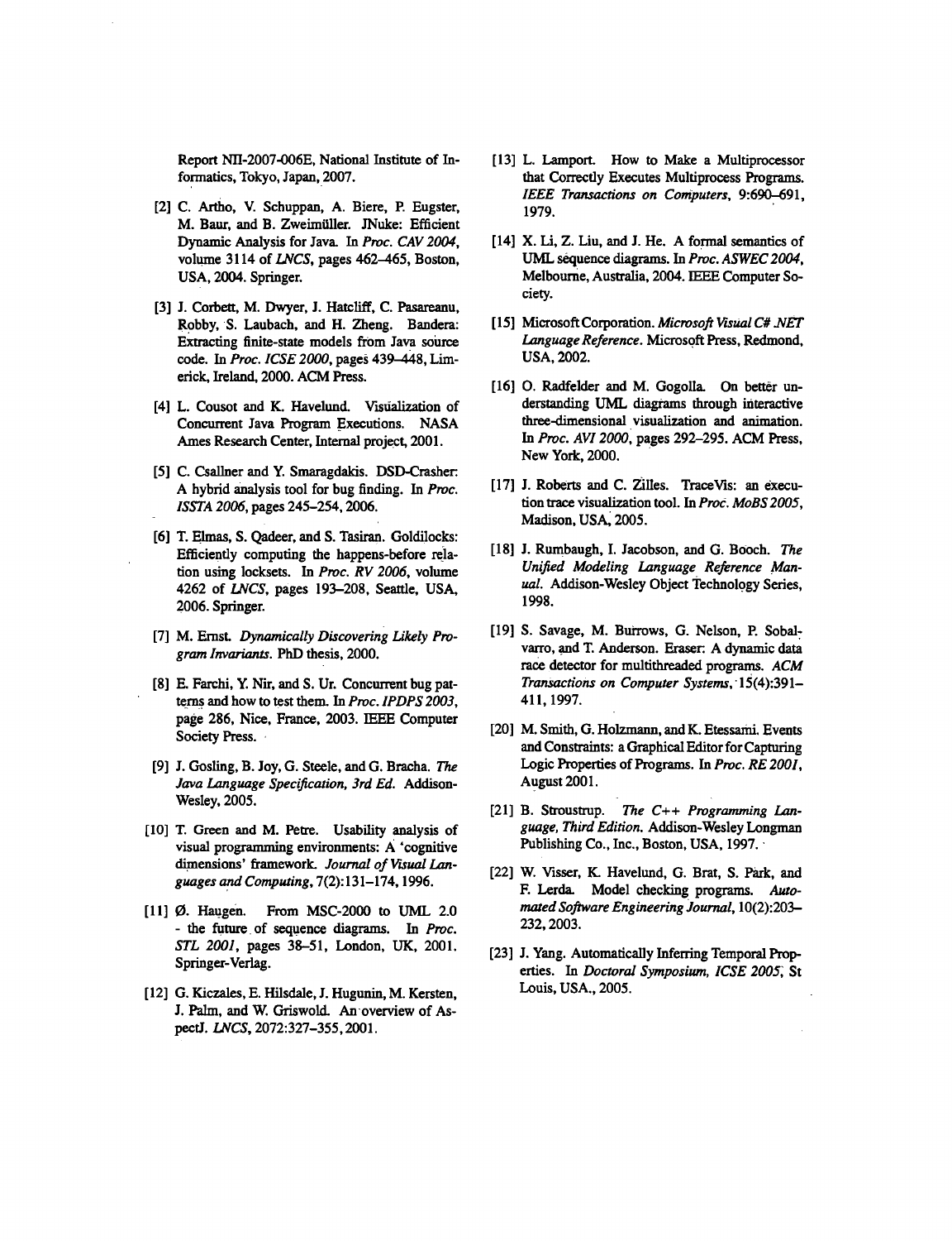Report NII-2007-006E, National Institute of Informatics, Tokyo, Japan, 2007.

[2] C. Artho, V. Schuppan, A. Biere, P. Eugster, M. Baur, and B. Zweimüller. JNuke: Efficient Dynamic Analysis for Java. In *Proc. CAV 2004*, volume 3114 of *LNCS*, pages 462–465, Boston, USA, 2004. Springer.

[3] J. Corbett, M. Dwyer, J. Hatcliff, C. Pasareanu, Robby, S. Laubach, and H. Zheng. Bandera: Extracting finite-state models from Java source code. In *Proc. ICSE 2000*, pages 439–448, Limerick, Ireland, 2000. ACM Press.

[4] L. Cousot and K. Havelund. Visualization of Concurrent Java Program Executions. NASA Ames Research Center, Internal project, 2001.

[5] C. Csallner and Y. Smaragdakis. DSD-Crasher: A hybrid analysis tool for bug finding. In *Proc. ISSTA 2006*, pages 245–254, 2006.

[6] T. Elmas, S. Qadeer, and S. Tasiran. Goldilocks: Efficiently computing the happens-before relation using locksets. In *Proc. RV 2006*, volume 4262 of *LNCS*, pages 193–208, Seattle, USA, 2006. Springer.

[7] M. Ernst. *Dynamically Discovering Likely Program Invariants*. PhD thesis, 2000.

[8] E. Farchi, Y. Nir, and S. Ur. Concurrent bug patterns and how to test them. In *Proc. IPDPS 2003*, page 286, Nice, France, 2003. IEEE Computer Society Press.

[9] J. Gosling, B. Joy, G. Steele, and G. Bracha. *The Java Language Specification, 3rd Ed.* Addison-Wesley, 2005.

[10] T. Green and M. Petre. Usability analysis of visual programming environments: A 'cognitive dimensions' framework. *Journal of Visual Languages and Computing*, 7(2):131–174, 1996.

[11] Ø. Haugen. From MSC-2000 to UML 2.0 - the future of sequence diagrams. In *Proc. STL 2001*, pages 38–51, London, UK, 2001. Springer-Verlag.

[12] G. Kiczales, E. Hilsdale, J. Hugunin, M. Kersten, J. Palm, and W. Griswold. An overview of AspectJ. *LNCS*, 2072:327–355, 2001.

[13] L. Lamport. How to Make a Multiprocessor that Correctly Executes Multiprocess Programs. *IEEE Transactions on Computers*, 9:690–691, 1979.

[14] X. Li, Z. Liu, and J. He. A formal semantics of UML sequence diagrams. In *Proc. ASWEC 2004*, Melbourne, Australia, 2004. IEEE Computer Society.

[15] Microsoft Corporation. *Microsoft Visual C# .NET Language Reference*. Microsoft Press, Redmond, USA, 2002.

[16] O. Radfelder and M. Gogolla. On better understanding UML diagrams through interactive three-dimensional visualization and animation. In *Proc. AVI 2000*, pages 292–295. ACM Press, New York, 2000.

[17] J. Roberts and C. Zilles. TraceVis: an execution trace visualization tool. In *Proc. MoBS 2005*, Madison, USA, 2005.

[18] J. Rumbaugh, I. Jacobson, and G. Booch. *The Unified Modeling Language Reference Manual*. Addison-Wesley Object Technology Series, 1998.

[19] S. Savage, M. Burrows, G. Nelson, P. Sobalvarro, and T. Anderson. Eraser: A dynamic data race detector for multithreaded programs. *ACM Transactions on Computer Systems*, 15(4):391–411, 1997.

[20] M. Smith, G. Holzmann, and K. Etessami. Events and Constraints: a Graphical Editor for Capturing Logic Properties of Programs. In *Proc. RE 2001*, August 2001.

[21] B. Stroustrup. *The C++ Programming Language, Third Edition*. Addison-Wesley Longman Publishing Co., Inc., Boston, USA, 1997.

[22] W. Visser, K. Havelund, G. Brat, S. Park, and F. Lerda. Model checking programs. *Automated Software Engineering Journal*, 10(2):203–232, 2003.

[23] J. Yang. Automatically Inferring Temporal Properties. In *Doctoral Symposium, ICSE 2005*, St Louis, USA., 2005.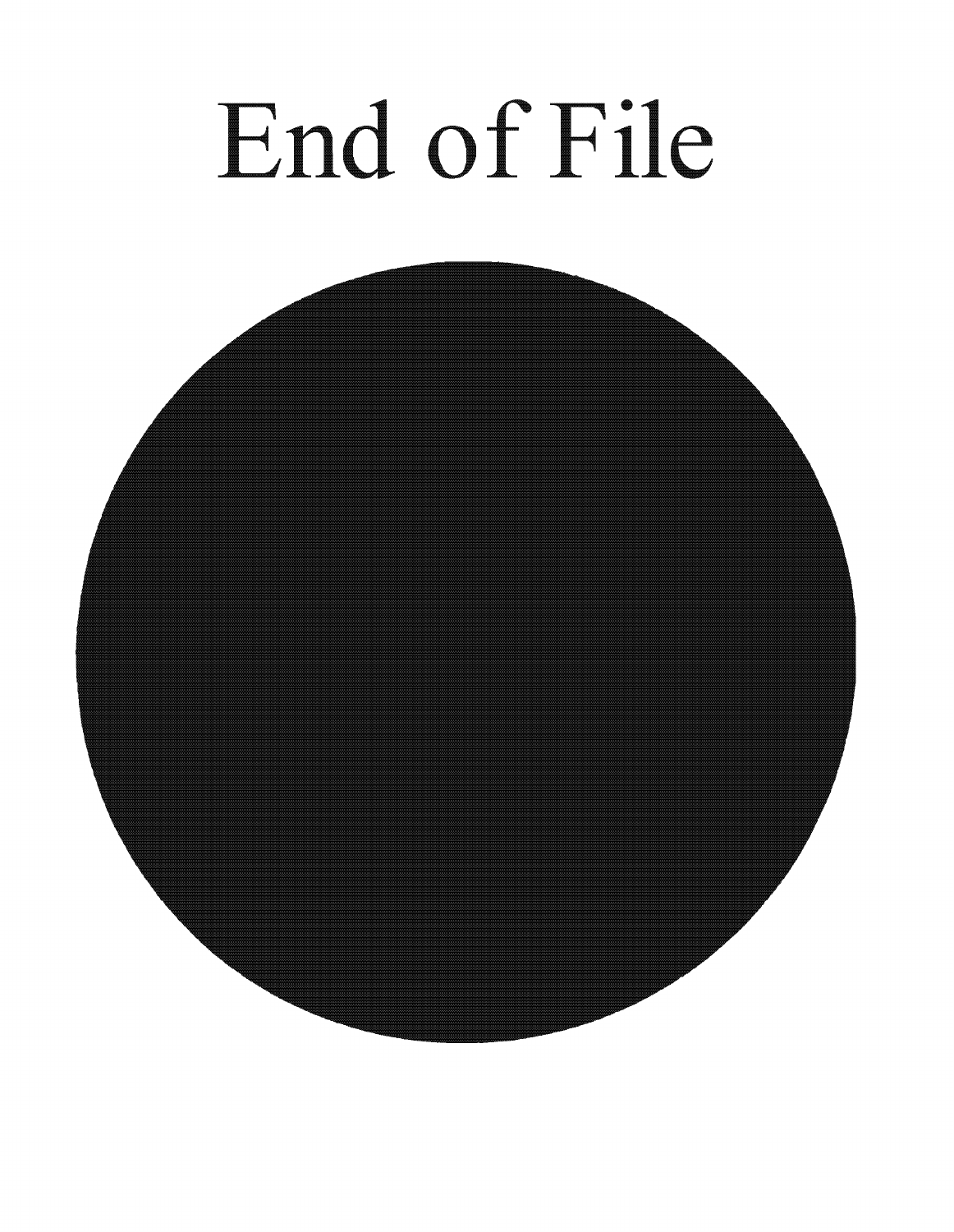# End of File